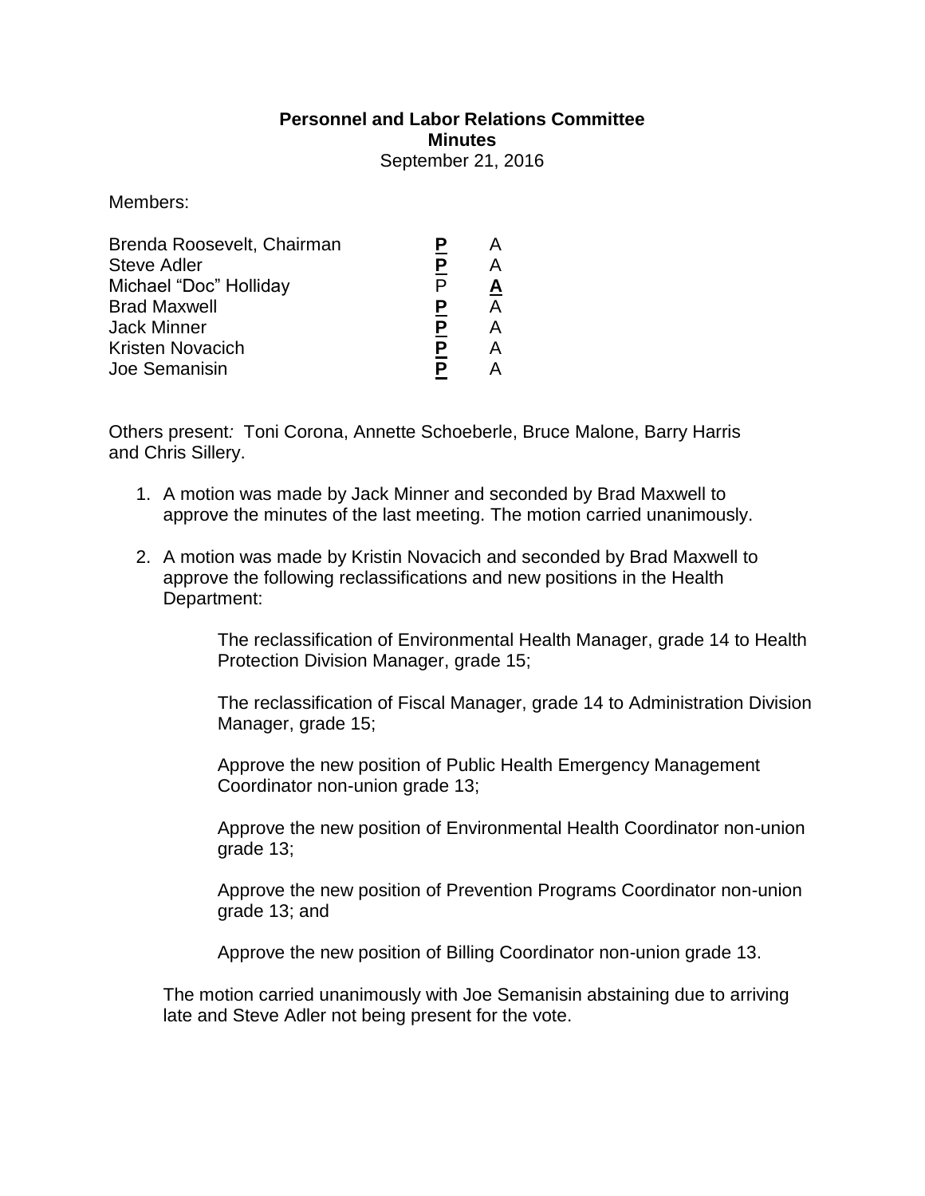# Personnel and Labor Relations Committee
## Minutes
September 21, 2016

Members:

| | | |
|---|---|---|
| Brenda Roosevelt, Chairman | **P** | A |
| Steve Adler | **P** | A |
| Michael "Doc" Holliday | P | **A** |
| Brad Maxwell | **P** | A |
| Jack Minner | **P** | A |
| Kristen Novacich | **P** | A |
| Joe Semanisin | **P** | A |

Others present: Toni Corona, Annette Schoeberle, Bruce Malone, Barry Harris and Chris Sillery.

1. A motion was made by Jack Minner and seconded by Brad Maxwell to approve the minutes of the last meeting. The motion carried unanimously.

2. A motion was made by Kristin Novacich and seconded by Brad Maxwell to approve the following reclassifications and new positions in the Health Department:

   The reclassification of Environmental Health Manager, grade 14 to Health Protection Division Manager, grade 15;

   The reclassification of Fiscal Manager, grade 14 to Administration Division Manager, grade 15;

   Approve the new position of Public Health Emergency Management Coordinator non-union grade 13;

   Approve the new position of Environmental Health Coordinator non-union grade 13;

   Approve the new position of Prevention Programs Coordinator non-union grade 13; and

   Approve the new position of Billing Coordinator non-union grade 13.

   The motion carried unanimously with Joe Semanisin abstaining due to arriving late and Steve Adler not being present for the vote.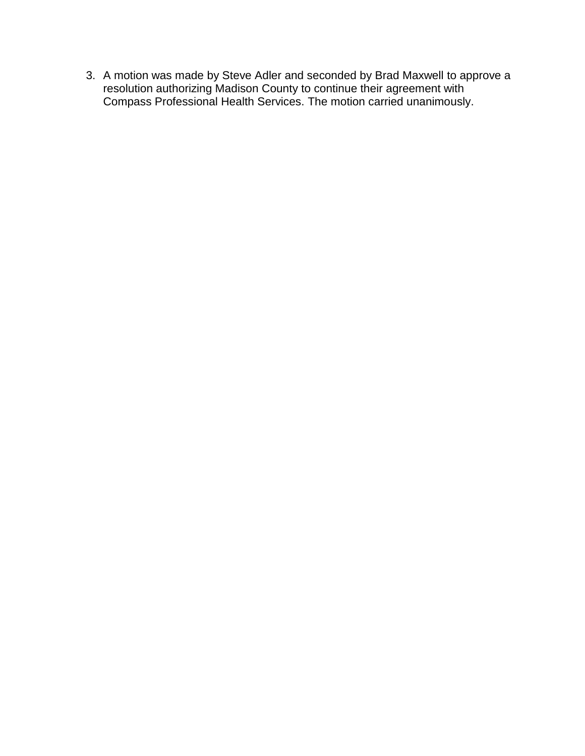3. A motion was made by Steve Adler and seconded by Brad Maxwell to approve a resolution authorizing Madison County to continue their agreement with Compass Professional Health Services. The motion carried unanimously.